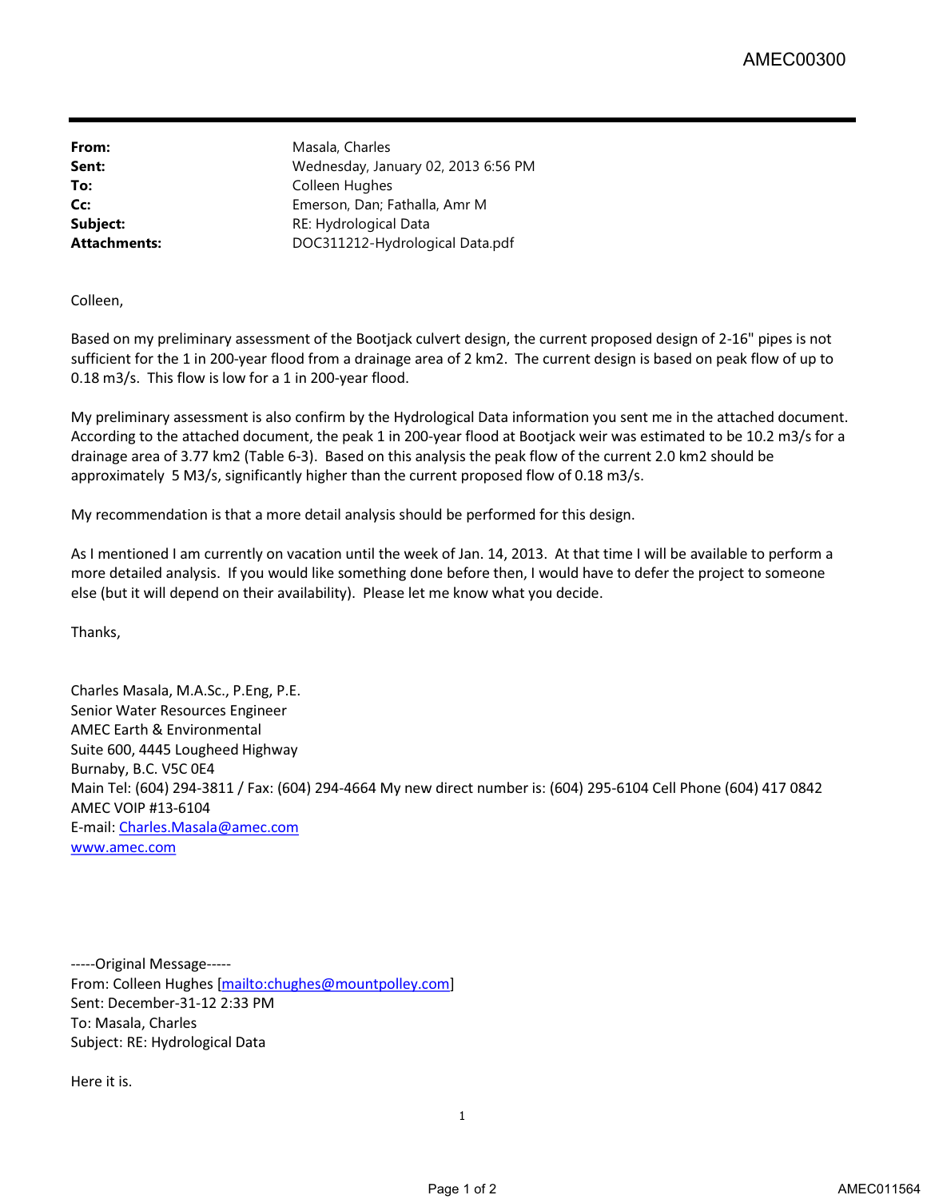| | |
|---|---|
| **From:** | Masala, Charles |
| **Sent:** | Wednesday, January 02, 2013 6:56 PM |
| **To:** | Colleen Hughes |
| **Cc:** | Emerson, Dan; Fathalla, Amr M |
| **Subject:** | RE: Hydrological Data |
| **Attachments:** | DOC311212-Hydrological Data.pdf |

Colleen,

Based on my preliminary assessment of the Bootjack culvert design, the current proposed design of 2-16" pipes is not sufficient for the 1 in 200-year flood from a drainage area of 2 km2. The current design is based on peak flow of up to 0.18 m3/s. This flow is low for a 1 in 200-year flood.

My preliminary assessment is also confirm by the Hydrological Data information you sent me in the attached document. According to the attached document, the peak 1 in 200-year flood at Bootjack weir was estimated to be 10.2 m3/s for a drainage area of 3.77 km2 (Table 6-3). Based on this analysis the peak flow of the current 2.0 km2 should be approximately 5 M3/s, significantly higher than the current proposed flow of 0.18 m3/s.

My recommendation is that a more detail analysis should be performed for this design.

As I mentioned I am currently on vacation until the week of Jan. 14, 2013. At that time I will be available to perform a more detailed analysis. If you would like something done before then, I would have to defer the project to someone else (but it will depend on their availability). Please let me know what you decide.

Thanks,

Charles Masala, M.A.Sc., P.Eng, P.E.
Senior Water Resources Engineer
AMEC Earth & Environmental
Suite 600, 4445 Lougheed Highway
Burnaby, B.C. V5C 0E4
Main Tel: (604) 294-3811 / Fax: (604) 294-4664 My new direct number is: (604) 295-6104 Cell Phone (604) 417 0842
AMEC VOIP #13-6104
E-mail: Charles.Masala@amec.com
www.amec.com

-----Original Message-----
From: Colleen Hughes [mailto:chughes@mountpolley.com]
Sent: December-31-12 2:33 PM
To: Masala, Charles
Subject: RE: Hydrological Data

Here it is.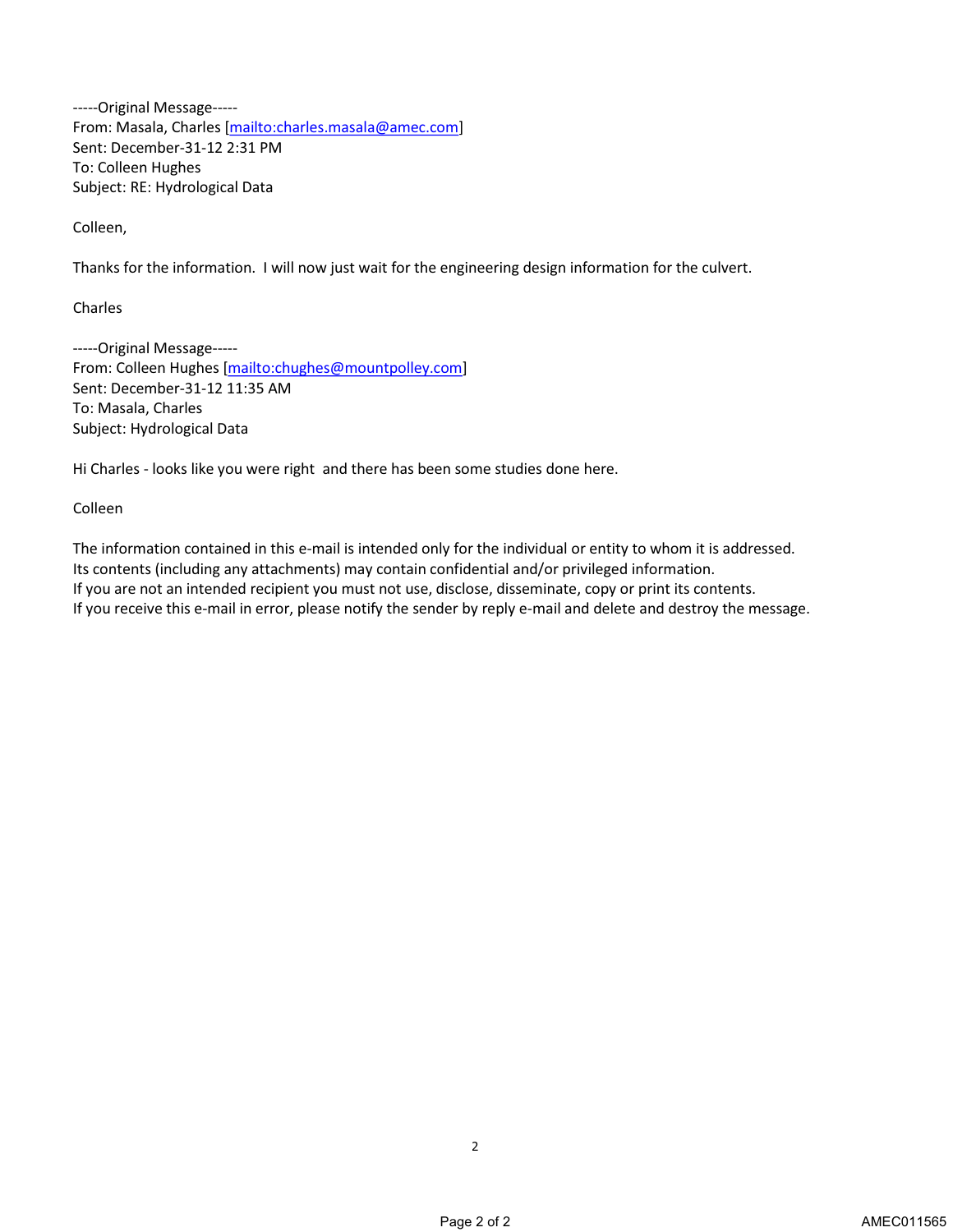-----Original Message-----
From: Masala, Charles [mailto:charles.masala@amec.com]
Sent: December-31-12 2:31 PM
To: Colleen Hughes
Subject: RE: Hydrological Data

Colleen,

Thanks for the information. I will now just wait for the engineering design information for the culvert.

Charles

-----Original Message-----
From: Colleen Hughes [mailto:chughes@mountpolley.com]
Sent: December-31-12 11:35 AM
To: Masala, Charles
Subject: Hydrological Data

Hi Charles - looks like you were right and there has been some studies done here.

Colleen

The information contained in this e-mail is intended only for the individual or entity to whom it is addressed.
Its contents (including any attachments) may contain confidential and/or privileged information.
If you are not an intended recipient you must not use, disclose, disseminate, copy or print its contents.
If you receive this e-mail in error, please notify the sender by reply e-mail and delete and destroy the message.

AMEC011565